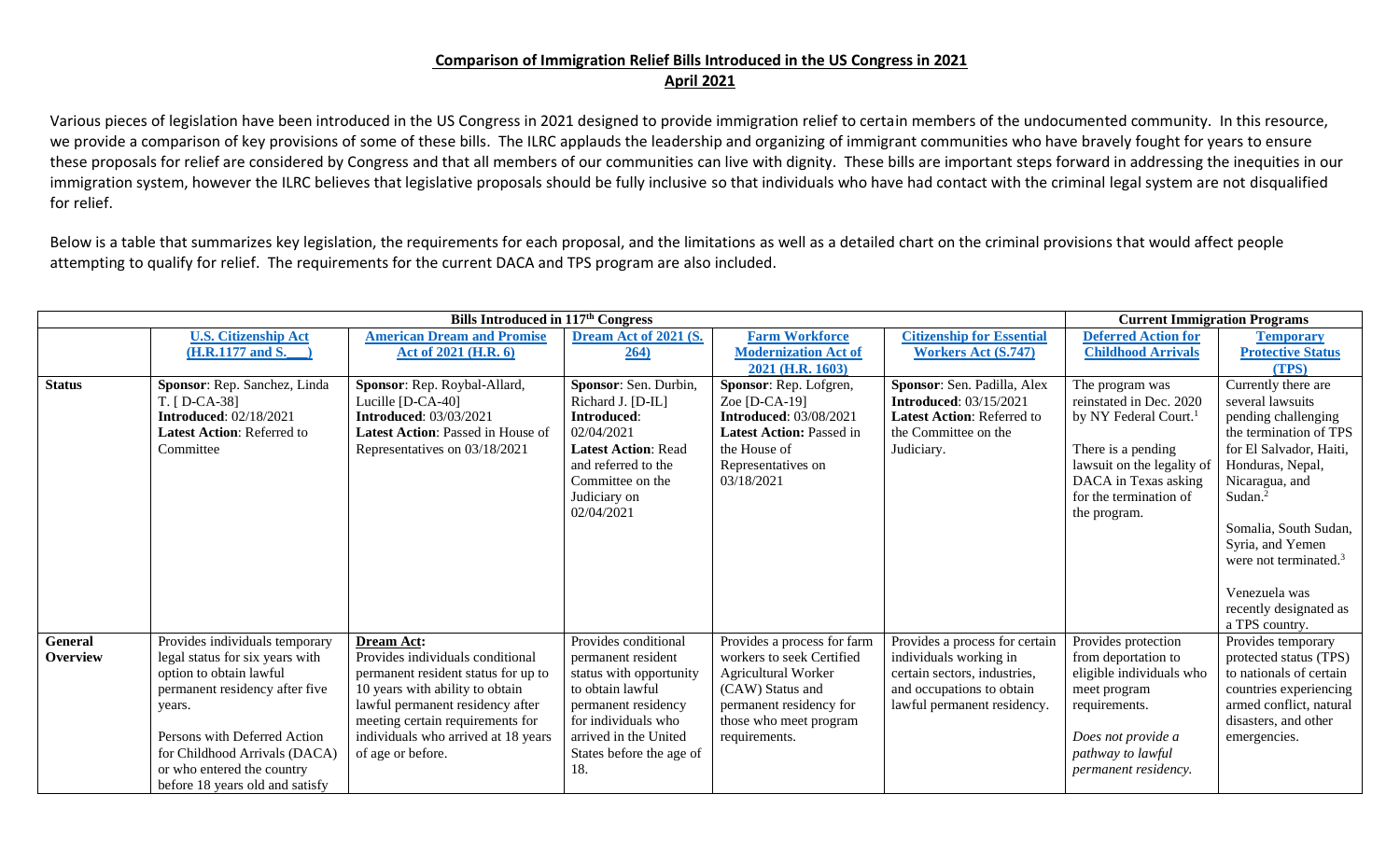## Comparison of Immigration Relief Bills Introduced in the US Congress in 2021

## April 2021

Various pieces of legislation have been introduced in the US Congress in 2021 designed to provide immigration relief to certain members of the undocumented community. In this resource, we provide a comparison of key provisions of some of these bills. The ILRC applauds the leadership and organizing of immigrant communities who have bravely fought for years to ensure these proposals for relief are considered by Congress and that all members of our communities can live with dignity. These bills are important steps forward in addressing the inequities in our immigration system, however the ILRC believes that legislative proposals should be fully inclusive so that individuals who have had contact with the criminal legal system are not disqualified for relief.

Below is a table that summarizes key legislation, the requirements for each proposal, and the limitations as well as a detailed chart on the criminal provisions that would affect people attempting to qualify for relief. The requirements for the current DACA and TPS program are also included.

| | Bills Introduced in 117th Congress | | | | | Current Immigration Programs | |
|---|---|---|---|---|---|---|---|
| | **U.S. Citizenship Act (H.R.1177 and S.___)** | **American Dream and Promise Act of 2021 (H.R. 6)** | **Dream Act of 2021 (S. 264)** | **Farm Workforce Modernization Act of 2021 (H.R. 1603)** | **Citizenship for Essential Workers Act (S.747)** | **Deferred Action for Childhood Arrivals** | **Temporary Protective Status (TPS)** |
| **Status** | **Sponsor**: Rep. Sanchez, Linda T. [ D-CA-38]<br>**Introduced**: 02/18/2021<br>**Latest Action**: Referred to Committee | **Sponsor**: Rep. Roybal-Allard, Lucille [D-CA-40]<br>**Introduced**: 03/03/2021<br>**Latest Action**: Passed in House of Representatives on 03/18/2021 | **Sponsor**: Sen. Durbin, Richard J. [D-IL]<br>**Introduced**: 02/04/2021<br>**Latest Action**: Read and referred to the Committee on the Judiciary on 02/04/2021 | **Sponsor**: Rep. Lofgren, Zoe [D-CA-19]<br>**Introduced**: 03/08/2021<br>**Latest Action**: Passed in the House of Representatives on 03/18/2021 | **Sponsor**: Sen. Padilla, Alex<br>**Introduced**: 03/15/2021<br>**Latest Action**: Referred to the Committee on the Judiciary. | The program was reinstated in Dec. 2020 by NY Federal Court.[1]<br><br>There is a pending lawsuit on the legality of DACA in Texas asking for the termination of the program. | Currently there are several lawsuits pending challenging the termination of TPS for El Salvador, Haiti, Honduras, Nepal, Nicaragua, and Sudan.[2]<br><br>Somalia, South Sudan, Syria, and Yemen were not terminated.[3]<br><br>Venezuela was recently designated as a TPS country. |
| **General Overview** | Provides individuals temporary legal status for six years with option to obtain lawful permanent residency after five years.<br><br>Persons with Deferred Action for Childhood Arrivals (DACA) or who entered the country before 18 years old and satisfy | **Dream Act:**<br>Provides individuals conditional permanent resident status for up to 10 years with ability to obtain lawful permanent residency after meeting certain requirements for individuals who arrived at 18 years of age or before. | Provides conditional permanent resident status with opportunity to obtain lawful permanent residency for individuals who arrived in the United States before the age of 18. | Provides a process for farm workers to seek Certified Agricultural Worker (CAW) Status and permanent residency for those who meet program requirements. | Provides a process for certain individuals working in certain sectors, industries, and occupations to obtain lawful permanent residency. | Provides protection from deportation to eligible individuals who meet program requirements.<br><br>*Does not provide a pathway to lawful permanent residency.* | Provides temporary protected status (TPS) to nationals of certain countries experiencing armed conflict, natural disasters, and other emergencies. |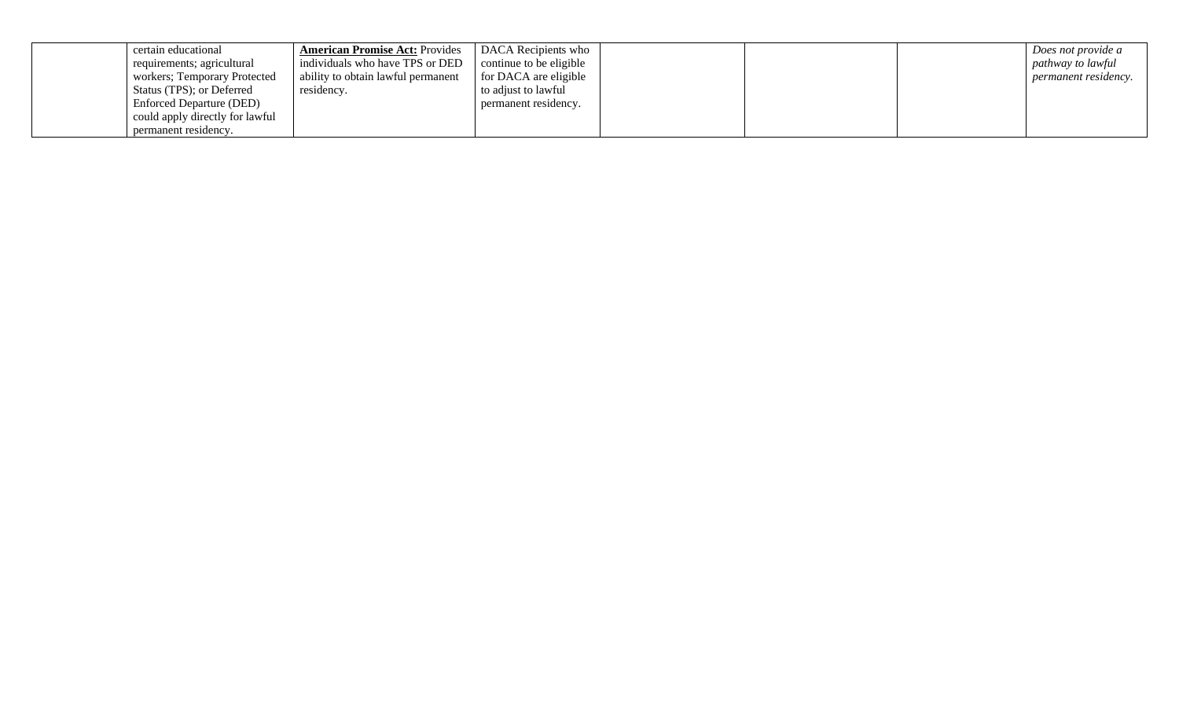|  | certain educational requirements; agricultural workers; Temporary Protected Status (TPS); or Deferred Enforced Departure (DED) could apply directly for lawful permanent residency. | **American Promise Act:** Provides individuals who have TPS or DED ability to obtain lawful permanent residency. | DACA Recipients who continue to be eligible for DACA are eligible to adjust to lawful permanent residency. |  |  |  | *Does not provide a pathway to lawful permanent residency.* |
|---|---|---|---|---|---|---|---|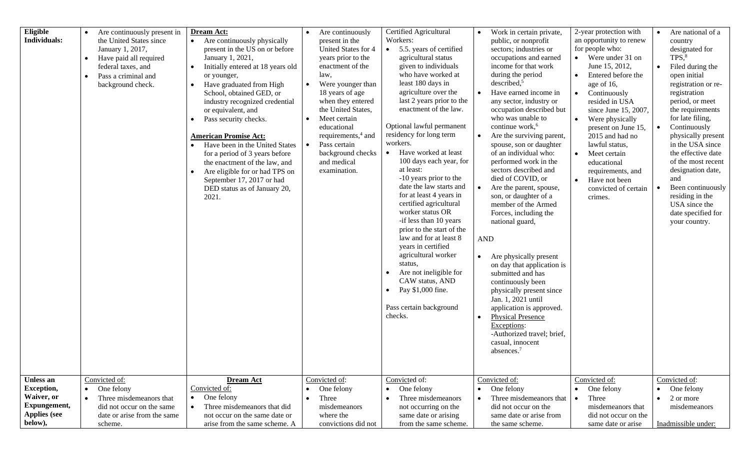| **Eligible Individuals:** | • Are continuously present in the United States since January 1, 2017,<br>• Have paid all required federal taxes, and<br>• Pass a criminal and background check. | **Dream Act:**<br>• Are continuously physically present in the US on or before January 1, 2021,<br>• Initially entered at 18 years old or younger,<br>• Have graduated from High School, obtained GED, or industry recognized credential or equivalent, and<br>• Pass security checks.<br><br>**American Promise Act:**<br>• Have been in the United States for a period of 3 years before the enactment of the law, and<br>• Are eligible for or had TPS on September 17, 2017 or had DED status as of January 20, 2021. | • Are continuously present in the United States for 4 years prior to the enactment of the law,<br>• Were younger than 18 years of age when they entered the United States,<br>• Meet certain educational requirements,[4] and<br>• Pass certain background checks and medical examination. | Certified Agricultural Workers:<br>• 5.5. years of certified agricultural status given to individuals who have worked at least 180 days in agriculture over the last 2 years prior to the enactment of the law.<br><br>Optional lawful permanent residency for long term workers.<br>• Have worked at least 100 days each year, for at least:<br>-10 years prior to the date the law starts and for at least 4 years in certified agricultural worker status OR<br>-if less than 10 years prior to the start of the law and for at least 8 years in certified agricultural worker status,<br>• Are not ineligible for CAW status, AND<br>• Pay $1,000 fine.<br><br>Pass certain background checks. | • Work in certain private, public, or nonprofit sectors; industries or occupations and earned income for that work during the period described,[5]<br>• Have earned income in any sector, industry or occupation described but who was unable to continue work,[6]<br>• Are the surviving parent, spouse, son or daughter of an individual who: performed work in the sectors described and died of COVID, or<br>• Are the parent, spouse, son, or daughter of a member of the Armed Forces, including the national guard,<br><br>AND<br><br>• Are physically present on day that application is submitted and has continuously been physically present since Jan. 1, 2021 until application is approved.<br>• <u>Physical Presence Exceptions</u>:<br>-Authorized travel; brief, casual, innocent absences.[7] | 2-year protection with an opportunity to renew for people who:<br>• Were under 31 on June 15, 2012,<br>• Entered before the age of 16,<br>• Continuously resided in USA since June 15, 2007,<br>• Were physically present on June 15, 2015 and had no lawful status,<br>• Meet certain educational requirements, and<br>• Have not been convicted of certain crimes. | • Are national of a country designated for TPS,[8]<br>• Filed during the open initial registration or re-registration period, or meet the requirements for late filing,<br>• Continuously physically present in the USA since the effective date of the most recent designation date, and<br>• Been continuously residing in the USA since the date specified for your country. |
|---|---|---|---|---|---|---|---|
| **Unless an Exception, Waiver, or Expungement, Applies (see below),** | <u>Convicted of:</u><br>• One felony<br>• Three misdemeanors that did not occur on the same date or arise from the same scheme. | **<u>Dream Act</u>**<br><u>Convicted of:</u><br>• One felony<br>• Three misdemeanors that did not occur on the same date or arise from the same scheme. A | <u>Convicted of:</u><br>• One felony<br>• Three misdemeanors where the convictions did not | <u>Convicted of:</u><br>• One felony<br>• Three misdemeanors not occurring on the same date or arising from the same scheme. | <u>Convicted of:</u><br>• One felony<br>• Three misdemeanors that did not occur on the same date or arise from the same scheme. | <u>Convicted of:</u><br>• One felony<br>• Three misdemeanors that did not occur on the same date or arise | <u>Convicted of:</u><br>• One felony<br>• 2 or more misdemeanors<br><br><u>Inadmissible under:</u> |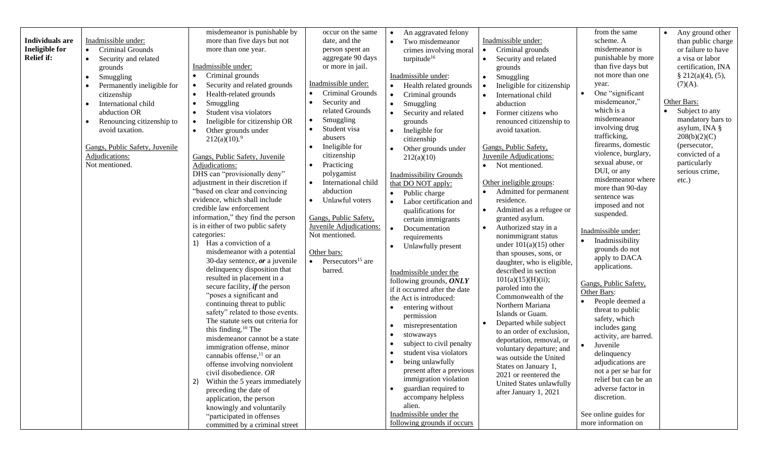| | | | | | | | |
|---|---|---|---|---|---|---|---|
| **Individuals are Ineligible for Relief if:** | Inadmissible under:<br>• Criminal Grounds<br>• Security and related grounds<br>• Smuggling<br>• Permanently ineligible for citizenship<br>• International child abduction OR<br>• Renouncing citizenship to avoid taxation.<br><br>Gangs, Public Safety, Juvenile Adjudications:<br>Not mentioned. | misdemeanor is punishable by more than five days but not more than one year.<br><br>Inadmissible under:<br>• Criminal grounds<br>• Security and related grounds<br>• Health-related grounds<br>• Smuggling<br>• Student visa violators<br>• Ineligible for citizenship OR<br>• Other grounds under 212(a)(10).[9]<br><br>Gangs, Public Safety, Juvenile Adjudications:<br>DHS can "provisionally deny" adjustment in their discretion if "based on clear and convincing evidence, which shall include credible law enforcement information," they find the person is in either of two public safety categories:<br>1) Has a conviction of a misdemeanor with a potential 30-day sentence, ***or*** a juvenile delinquency disposition that resulted in placement in a secure facility, ***if*** the person "poses a significant and continuing threat to public safety" related to those events. The statute sets out criteria for this finding.[10] The misdemeanor cannot be a state immigration offense, minor cannabis offense,[11] or an offense involving nonviolent civil disobedience. *OR*<br>2) Within the 5 years immediately preceding the date of application, the person knowingly and voluntarily "participated in offenses committed by a criminal street | occur on the same date, and the person spent an aggregate 90 days or more in jail.<br><br>Inadmissible under:<br>• Criminal Grounds<br>• Security and related Grounds<br>• Smuggling<br>• Student visa abusers<br>• Ineligible for citizenship<br>• Practicing polygamist<br>• International child abduction<br>• Unlawful voters<br><br>Gangs, Public Safety, Juvenile Adjudications:<br>Not mentioned.<br><br>Other bars:<br>• Persecutors[15] are barred. | • An aggravated felony<br>• Two misdemeanor crimes involving moral turpitude[16]<br><br>Inadmissible under:<br>• Health related grounds<br>• Criminal grounds<br>• Smuggling<br>• Security and related grounds<br>• Ineligible for citizenship<br>• Other grounds under 212(a)(10)<br><br>Inadmissibility Grounds that DO NOT apply:<br>• Public charge<br>• Labor certification and qualifications for certain immigrants<br>• Documentation requirements<br>• Unlawfully present<br><br>Inadmissible under the following grounds, ***ONLY*** if it occurred after the date the Act is introduced:<br>• entering without permission<br>• misrepresentation<br>• stowaways<br>• subject to civil penalty<br>• student visa violators<br>• being unlawfully present after a previous immigration violation<br>• guardian required to accompany helpless alien.<br>Inadmissible under the following grounds if occurs | Inadmissible under:<br>• Criminal grounds<br>• Security and related grounds<br>• Smuggling<br>• Ineligible for citizenship<br>• International child abduction<br>• Former citizens who renounced citizenship to avoid taxation.<br><br>Gangs, Public Safety, Juvenile Adjudications:<br>• Not mentioned.<br><br>Other ineligible groups:<br>• Admitted for permanent residence.<br>• Admitted as a refugee or granted asylum.<br>• Authorized stay in a nonimmigrant status under 101(a)(15) other than spouses, sons, or daughter, who is eligible, described in section 101(a)(15)(H)(ii); paroled into the Commonwealth of the Northern Mariana Islands or Guam.<br>• Departed while subject to an order of exclusion, deportation, removal, or voluntary departure; and was outside the United States on January 1, 2021 or reentered the United States unlawfully after January 1, 2021 | from the same scheme. A misdemeanor is punishable by more than five days but not more than one year.<br>• One "significant misdemeanor," which is a misdemeanor involving drug trafficking, firearms, domestic violence, burglary, sexual abuse, or DUI, or any misdemeanor where more than 90-day sentence was imposed and not suspended.<br><br>Inadmissible under:<br>• Inadmissibility grounds do not apply to DACA applications.<br><br>Gangs, Public Safety, Other Bars:<br>• People deemed a threat to public safety, which includes gang activity, are barred.<br>• Juvenile delinquency adjudications are not a per se bar for relief but can be an adverse factor in discretion.<br><br>See online guides for more information on | • Any ground other than public charge or failure to have a visa or labor certification, INA § 212(a)(4), (5), (7)(A).<br><br>Other Bars:<br>• Subject to any mandatory bars to asylum, INA § 208(b)(2)(C) (persecutor, convicted of a particularly serious crime, etc.) |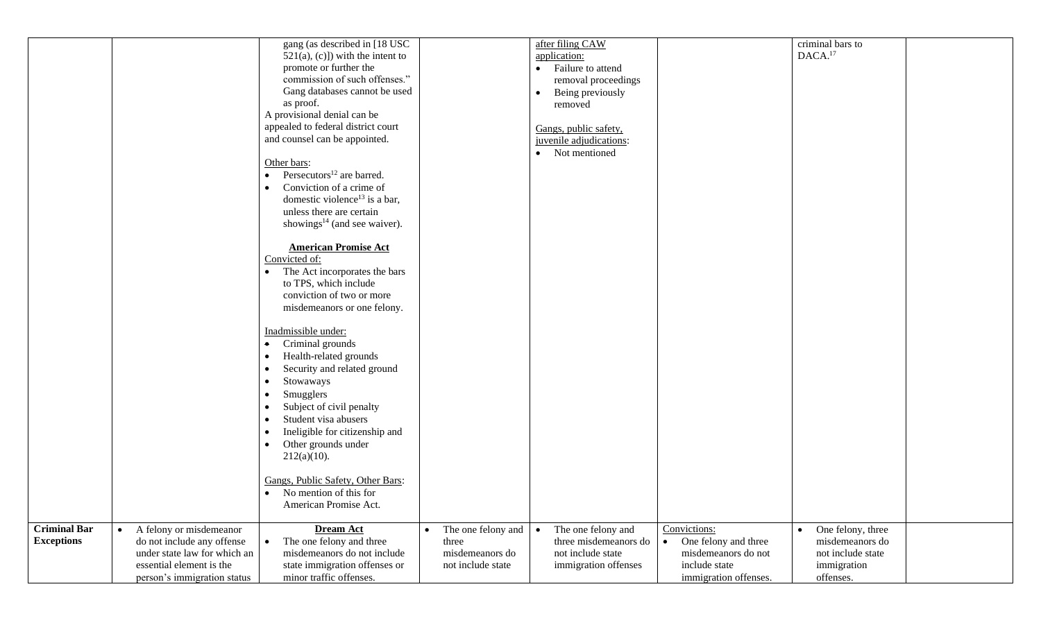| | | | | | | | |
|---|---|---|---|---|---|---|---|
| | | gang (as described in [18 USC 521(a), (c)]) with the intent to promote or further the commission of such offenses." Gang databases cannot be used as proof.<br>A provisional denial can be appealed to federal district court and counsel can be appointed.<br><br>Other bars:<br>• Persecutors[12] are barred.<br>• Conviction of a crime of domestic violence[13] is a bar, unless there are certain showings[14] (and see waiver).<br><br>**American Promise Act**<br>Convicted of:<br>• The Act incorporates the bars to TPS, which include conviction of two or more misdemeanors or one felony.<br><br>Inadmissible under:<br>• Criminal grounds<br>• Health-related grounds<br>• Security and related ground<br>• Stowaways<br>• Smugglers<br>• Subject of civil penalty<br>• Student visa abusers<br>• Ineligible for citizenship and<br>• Other grounds under 212(a)(10).<br><br>Gangs, Public Safety, Other Bars:<br>• No mention of this for American Promise Act. | | after filing CAW application:<br>• Failure to attend removal proceedings<br>• Being previously removed<br><br>Gangs, public safety, juvenile adjudications:<br>• Not mentioned | | criminal bars to DACA.[17] | |
| **Criminal Bar Exceptions** | • A felony or misdemeanor do not include any offense under state law for which an essential element is the person's immigration status | **Dream Act**<br>• The one felony and three misdemeanors do not include state immigration offenses or minor traffic offenses. | • The one felony and three misdemeanors do not include state | • The one felony and three misdemeanors do not include state immigration offenses | Convictions:<br>• One felony and three misdemeanors do not include state immigration offenses. | • One felony, three misdemeanors do not include state immigration offenses. | |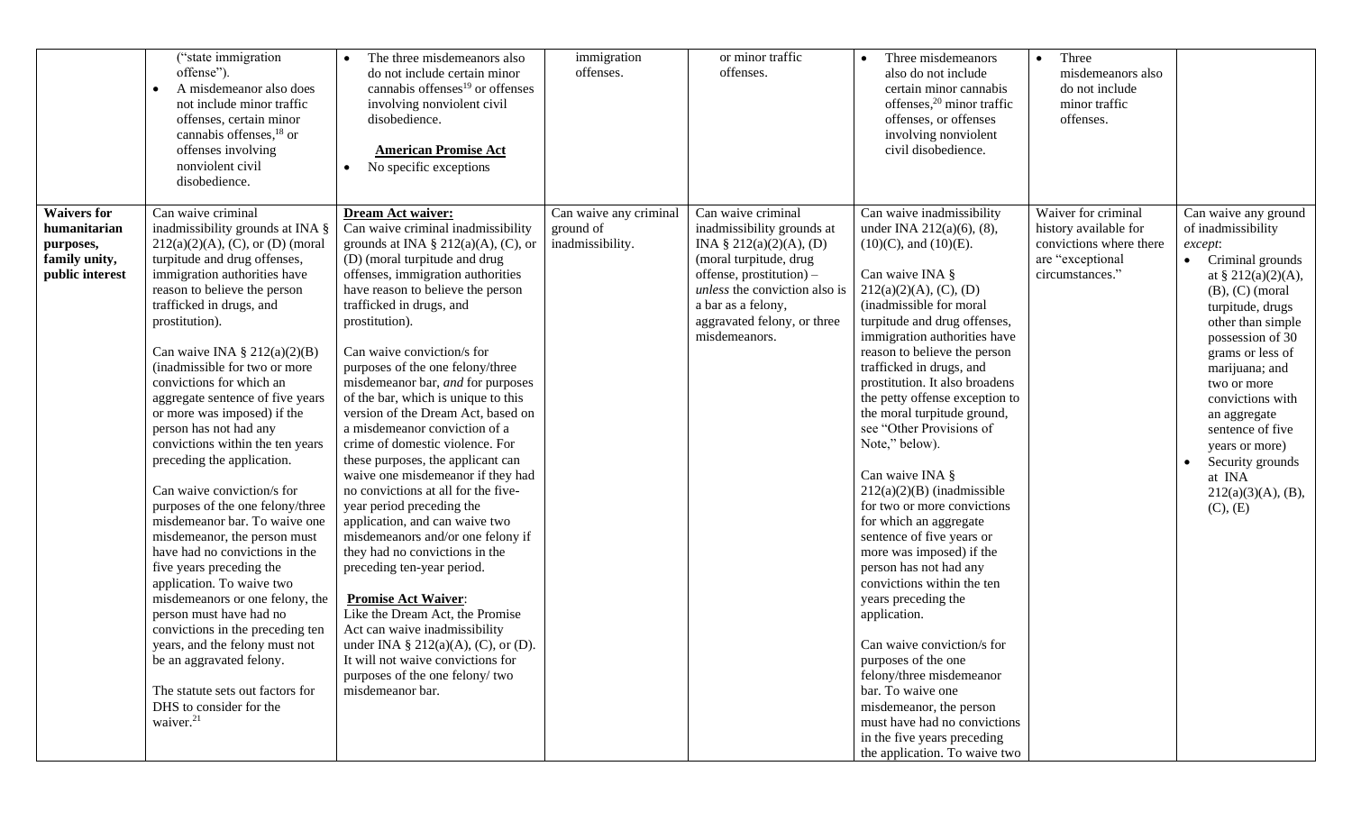| | | | | | | | |
|---|---|---|---|---|---|---|---|
| | ("state immigration offense"). • A misdemeanor also does not include minor traffic offenses, certain minor cannabis offenses,[18] or offenses involving nonviolent civil disobedience. | • The three misdemeanors also do not include certain minor cannabis offenses[19] or offenses involving nonviolent civil disobedience. **American Promise Act** • No specific exceptions | immigration offenses. | or minor traffic offenses. | • Three misdemeanors also do not include certain minor cannabis offenses,[20] minor traffic offenses, or offenses involving nonviolent civil disobedience. | • Three misdemeanors also do not include minor traffic offenses. | |
| **Waivers for humanitarian purposes, family unity, public interest** | Can waive criminal inadmissibility grounds at INA § 212(a)(2)(A), (C), or (D) (moral turpitude and drug offenses, immigration authorities have reason to believe the person trafficked in drugs, and prostitution). Can waive INA § 212(a)(2)(B) (inadmissible for two or more convictions for which an aggregate sentence of five years or more was imposed) if the person has not had any convictions within the ten years preceding the application. Can waive conviction/s for purposes of the one felony/three misdemeanor bar. To waive one misdemeanor, the person must have had no convictions in the five years preceding the application. To waive two misdemeanors or one felony, the person must have had no convictions in the preceding ten years, and the felony must not be an aggravated felony. The statute sets out factors for DHS to consider for the waiver.[21] | **Dream Act waiver:** Can waive criminal inadmissibility grounds at INA § 212(a)(2)(A), (C), or (D) (moral turpitude and drug offenses, immigration authorities have reason to believe the person trafficked in drugs, and prostitution). Can waive conviction/s for purposes of the one felony/three misdemeanor bar, *and* for purposes of the bar, which is unique to this version of the Dream Act, based on a misdemeanor conviction of a crime of domestic violence. For these purposes, the applicant can waive one misdemeanor if they had no convictions at all for the five-year period preceding the application, and can waive two misdemeanors and/or one felony if they had no convictions in the preceding ten-year period. **Promise Act Waiver**: Like the Dream Act, the Promise Act can waive inadmissibility under INA § 212(a)(A), (C), or (D). It will not waive convictions for purposes of the one felony/ two misdemeanor bar. | Can waive any criminal ground of inadmissibility. | Can waive criminal inadmissibility grounds at INA § 212(a)(2)(A), (D) (moral turpitude, drug offense, prostitution) – *unless* the conviction also is a bar as a felony, aggravated felony, or three misdemeanors. | Can waive inadmissibility under INA 212(a)(6), (8), (10)(C), and (10)(E). Can waive INA § 212(a)(2)(A), (C), (D) (inadmissible for moral turpitude and drug offenses, immigration authorities have reason to believe the person trafficked in drugs, and prostitution. It also broadens the petty offense exception to the moral turpitude ground, see "Other Provisions of Note," below). Can waive INA § 212(a)(2)(B) (inadmissible for two or more convictions for which an aggregate sentence of five years or more was imposed) if the person has not had any convictions within the ten years preceding the application. Can waive conviction/s for purposes of the one felony/three misdemeanor bar. To waive one misdemeanor, the person must have had no convictions in the five years preceding the application. To waive two | Waiver for criminal history available for convictions where there are "exceptional circumstances." | Can waive any ground of inadmissibility *except*: • Criminal grounds at § 212(a)(2)(A), (B), (C) (moral turpitude, drugs other than simple possession of 30 grams or less of marijuana; and two or more convictions with an aggregate sentence of five years or more) • Security grounds at INA 212(a)(3)(A), (B), (C), (E) |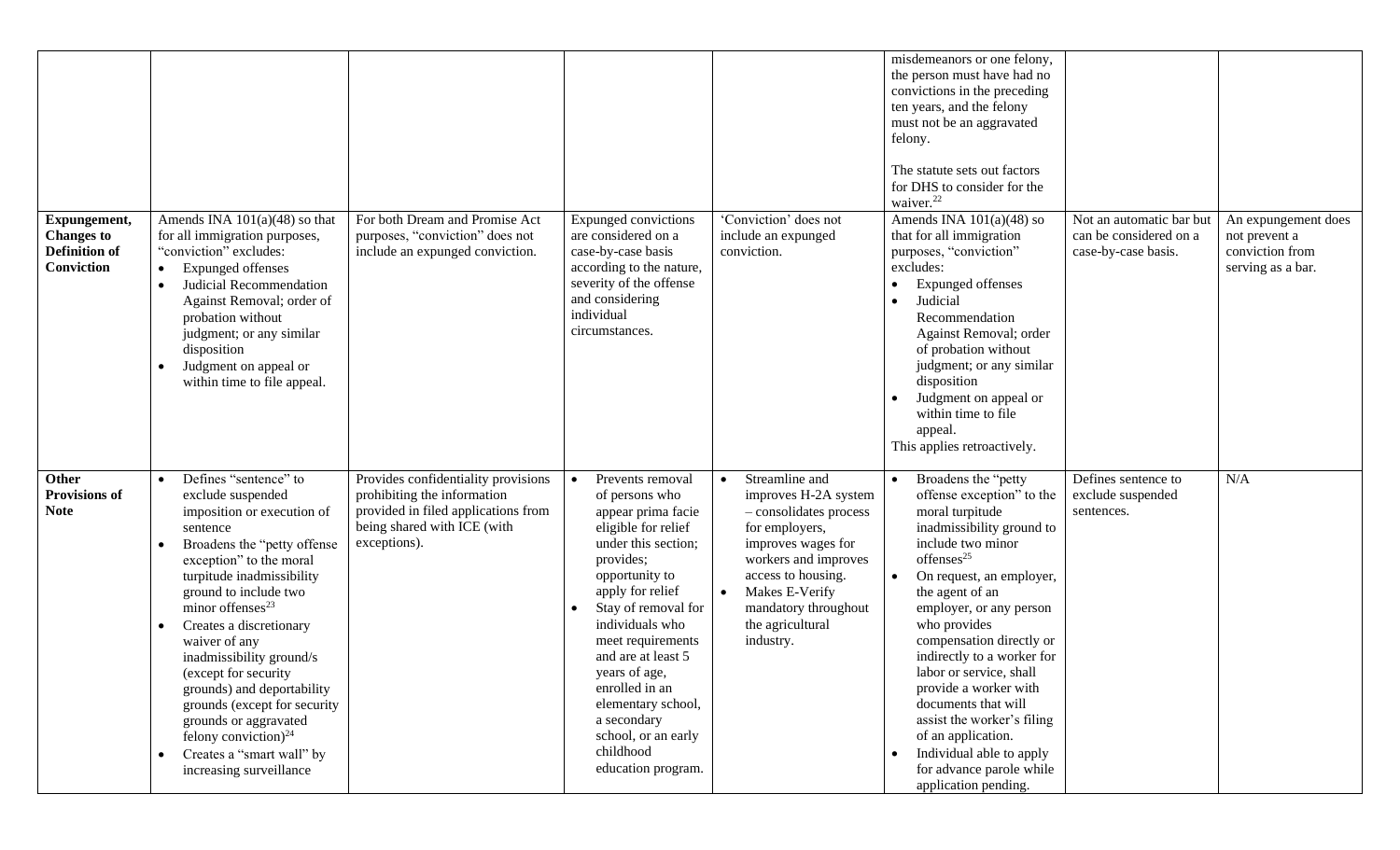| | | | | | | | |
|---|---|---|---|---|---|---|---|
| | | | | | misdemeanors or one felony, the person must have had no convictions in the preceding ten years, and the felony must not be an aggravated felony.<br><br>The statute sets out factors for DHS to consider for the waiver.[22] | | |
| **Expungement, Changes to Definition of Conviction** | Amends INA 101(a)(48) so that for all immigration purposes, "conviction" excludes:<br>• Expunged offenses<br>• Judicial Recommendation Against Removal; order of probation without judgment; or any similar disposition<br>• Judgment on appeal or within time to file appeal. | For both Dream and Promise Act purposes, "conviction" does not include an expunged conviction. | Expunged convictions are considered on a case-by-case basis according to the nature, severity of the offense and considering individual circumstances. | 'Conviction' does not include an expunged conviction. | Amends INA 101(a)(48) so that for all immigration purposes, "conviction" excludes:<br>• Expunged offenses<br>• Judicial Recommendation Against Removal; order of probation without judgment; or any similar disposition<br>• Judgment on appeal or within time to file appeal.<br>This applies retroactively. | Not an automatic bar but can be considered on a case-by-case basis. | An expungement does not prevent a conviction from serving as a bar. |
| **Other Provisions of Note** | • Defines "sentence" to exclude suspended imposition or execution of sentence<br>• Broadens the "petty offense exception" to the moral turpitude inadmissibility ground to include two minor offenses[23]<br>• Creates a discretionary waiver of any inadmissibility ground/s (except for security grounds) and deportability grounds (except for security grounds or aggravated felony conviction)[24]<br>• Creates a "smart wall" by increasing surveillance | Provides confidentiality provisions prohibiting the information provided in filed applications from being shared with ICE (with exceptions). | • Prevents removal of persons who appear prima facie eligible for relief under this section; provides; opportunity to apply for relief<br>• Stay of removal for individuals who meet requirements and are at least 5 years of age, enrolled in an elementary school, a secondary school, or an early childhood education program. | • Streamline and improves H-2A system – consolidates process for employers, improves wages for workers and improves access to housing.<br>• Makes E-Verify mandatory throughout the agricultural industry. | • Broadens the "petty offense exception" to the moral turpitude inadmissibility ground to include two minor offenses[25]<br>• On request, an employer, the agent of an employer, or any person who provides compensation directly or indirectly to a worker for labor or service, shall provide a worker with documents that will assist the worker's filing of an application.<br>• Individual able to apply for advance parole while application pending. | Defines sentence to exclude suspended sentences. | N/A |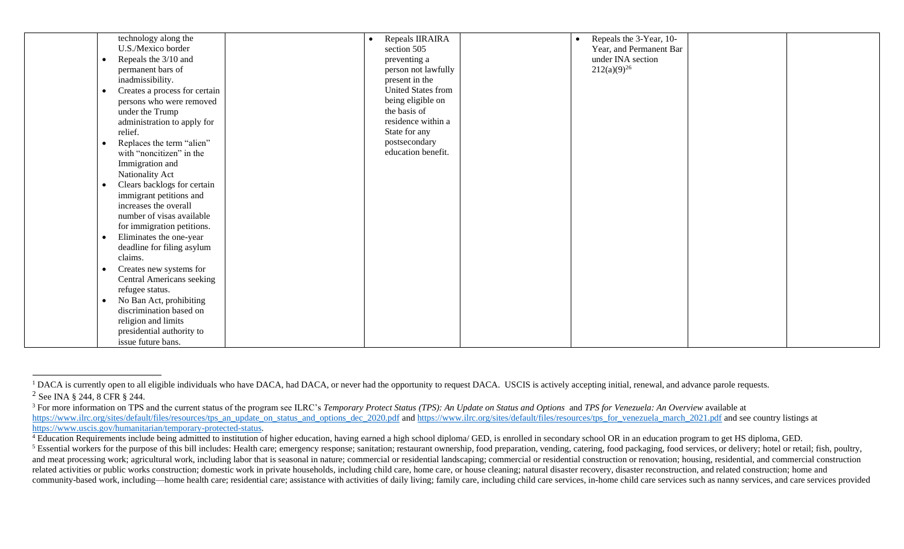| | | | | | | | |
|---|---|---|---|---|---|---|---|
| | technology along the U.S./Mexico border<br>• Repeals the 3/10 and permanent bars of inadmissibility.<br>• Creates a process for certain persons who were removed under the Trump administration to apply for relief.<br>• Replaces the term "alien" with "noncitizen" in the Immigration and Nationality Act<br>• Clears backlogs for certain immigrant petitions and increases the overall number of visas available for immigration petitions.<br>• Eliminates the one-year deadline for filing asylum claims.<br>• Creates new systems for Central Americans seeking refugee status.<br>• No Ban Act, prohibiting discrimination based on religion and limits presidential authority to issue future bans. | | • Repeals IIRAIRA section 505 preventing a person not lawfully present in the United States from being eligible on the basis of residence within a State for any postsecondary education benefit. | | • Repeals the 3-Year, 10-Year, and Permanent Bar under INA section 212(a)(9)[26] | | |

[1] DACA is currently open to all eligible individuals who have DACA, had DACA, or never had the opportunity to request DACA. USCIS is actively accepting initial, renewal, and advance parole requests.

[2] See INA § 244, 8 CFR § 244.

[3] For more information on TPS and the current status of the program see ILRC's *Temporary Protect Status (TPS): An Update on Status and Options* and *TPS for Venezuela: An Overview* available at https://www.ilrc.org/sites/default/files/resources/tps_an_update_on_status_and_options_dec_2020.pdf and https://www.ilrc.org/sites/default/files/resources/tps_for_venezuela_march_2021.pdf and see country listings at https://www.uscis.gov/humanitarian/temporary-protected-status.

[4] Education Requirements include being admitted to institution of higher education, having earned a high school diploma/ GED, is enrolled in secondary school OR in an education program to get HS diploma, GED.

[5] Essential workers for the purpose of this bill includes: Health care; emergency response; sanitation; restaurant ownership, food preparation, vending, catering, food packaging, food services, or delivery; hotel or retail; fish, poultry, and meat processing work; agricultural work, including labor that is seasonal in nature; commercial or residential landscaping; commercial or residential construction or renovation; housing, residential, and commercial construction related activities or public works construction; domestic work in private households, including child care, home care, or house cleaning; natural disaster recovery, disaster reconstruction, and related construction; home and community-based work, including—home health care; residential care; assistance with activities of daily living; family care, including child care services, in-home child care services such as nanny services, and care services provided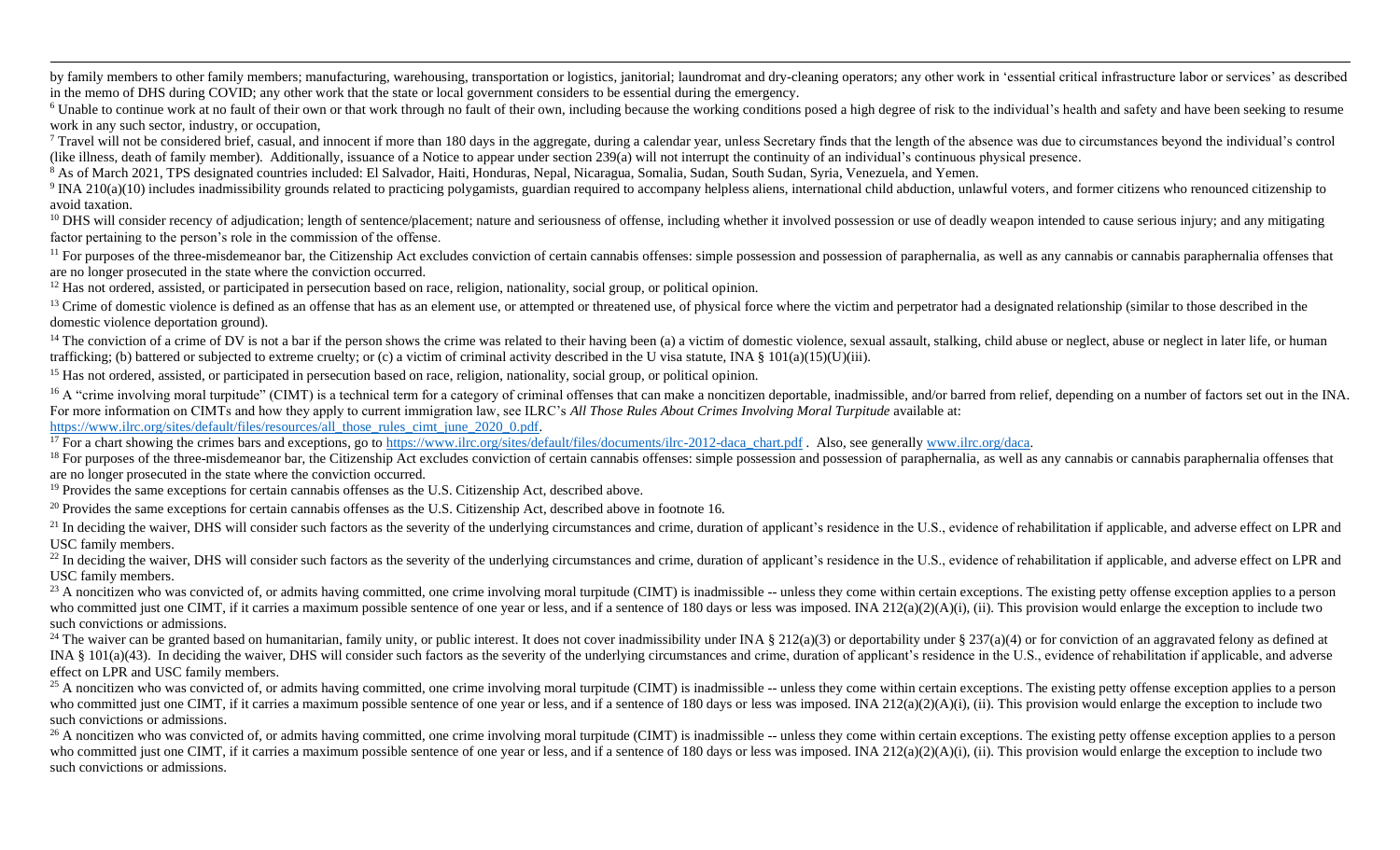by family members to other family members; manufacturing, warehousing, transportation or logistics, janitorial; laundromat and dry-cleaning operators; any other work in 'essential critical infrastructure labor or services' as described in the memo of DHS during COVID; any other work that the state or local government considers to be essential during the emergency.

[6] Unable to continue work at no fault of their own or that work through no fault of their own, including because the working conditions posed a high degree of risk to the individual's health and safety and have been seeking to resume work in any such sector, industry, or occupation,

[7] Travel will not be considered brief, casual, and innocent if more than 180 days in the aggregate, during a calendar year, unless Secretary finds that the length of the absence was due to circumstances beyond the individual's control (like illness, death of family member). Additionally, issuance of a Notice to appear under section 239(a) will not interrupt the continuity of an individual's continuous physical presence.

[8] As of March 2021, TPS designated countries included: El Salvador, Haiti, Honduras, Nepal, Nicaragua, Somalia, Sudan, South Sudan, Syria, Venezuela, and Yemen.

[9] INA 210(a)(10) includes inadmissibility grounds related to practicing polygamists, guardian required to accompany helpless aliens, international child abduction, unlawful voters, and former citizens who renounced citizenship to avoid taxation.

[10] DHS will consider recency of adjudication; length of sentence/placement; nature and seriousness of offense, including whether it involved possession or use of deadly weapon intended to cause serious injury; and any mitigating factor pertaining to the person's role in the commission of the offense.

[11] For purposes of the three-misdemeanor bar, the Citizenship Act excludes conviction of certain cannabis offenses: simple possession and possession of paraphernalia, as well as any cannabis or cannabis paraphernalia offenses that are no longer prosecuted in the state where the conviction occurred.

[12] Has not ordered, assisted, or participated in persecution based on race, religion, nationality, social group, or political opinion.

[13] Crime of domestic violence is defined as an offense that has as an element use, or attempted or threatened use, of physical force where the victim and perpetrator had a designated relationship (similar to those described in the domestic violence deportation ground).

[14] The conviction of a crime of DV is not a bar if the person shows the crime was related to their having been (a) a victim of domestic violence, sexual assault, stalking, child abuse or neglect, abuse or neglect in later life, or human trafficking; (b) battered or subjected to extreme cruelty; or (c) a victim of criminal activity described in the U visa statute, INA § 101(a)(15)(U)(iii).

[15] Has not ordered, assisted, or participated in persecution based on race, religion, nationality, social group, or political opinion.

[16] A "crime involving moral turpitude" (CIMT) is a technical term for a category of criminal offenses that can make a noncitizen deportable, inadmissible, and/or barred from relief, depending on a number of factors set out in the INA. For more information on CIMTs and how they apply to current immigration law, see ILRC's *All Those Rules About Crimes Involving Moral Turpitude* available at: https://www.ilrc.org/sites/default/files/resources/all_those_rules_cimt_june_2020_0.pdf.

[17] For a chart showing the crimes bars and exceptions, go to https://www.ilrc.org/sites/default/files/documents/ilrc-2012-daca_chart.pdf . Also, see generally www.ilrc.org/daca.

[18] For purposes of the three-misdemeanor bar, the Citizenship Act excludes conviction of certain cannabis offenses: simple possession and possession of paraphernalia, as well as any cannabis or cannabis paraphernalia offenses that are no longer prosecuted in the state where the conviction occurred.

[19] Provides the same exceptions for certain cannabis offenses as the U.S. Citizenship Act, described above.

[20] Provides the same exceptions for certain cannabis offenses as the U.S. Citizenship Act, described above in footnote 16.

[21] In deciding the waiver, DHS will consider such factors as the severity of the underlying circumstances and crime, duration of applicant's residence in the U.S., evidence of rehabilitation if applicable, and adverse effect on LPR and USC family members.

[22] In deciding the waiver, DHS will consider such factors as the severity of the underlying circumstances and crime, duration of applicant's residence in the U.S., evidence of rehabilitation if applicable, and adverse effect on LPR and USC family members.

[23] A noncitizen who was convicted of, or admits having committed, one crime involving moral turpitude (CIMT) is inadmissible -- unless they come within certain exceptions. The existing petty offense exception applies to a person who committed just one CIMT, if it carries a maximum possible sentence of one year or less, and if a sentence of 180 days or less was imposed. INA 212(a)(2)(A)(i), (ii). This provision would enlarge the exception to include two such convictions or admissions.

[24] The waiver can be granted based on humanitarian, family unity, or public interest. It does not cover inadmissibility under INA § 212(a)(3) or deportability under § 237(a)(4) or for conviction of an aggravated felony as defined at INA § 101(a)(43). In deciding the waiver, DHS will consider such factors as the severity of the underlying circumstances and crime, duration of applicant's residence in the U.S., evidence of rehabilitation if applicable, and adverse effect on LPR and USC family members.

[25] A noncitizen who was convicted of, or admits having committed, one crime involving moral turpitude (CIMT) is inadmissible -- unless they come within certain exceptions. The existing petty offense exception applies to a person who committed just one CIMT, if it carries a maximum possible sentence of one year or less, and if a sentence of 180 days or less was imposed. INA 212(a)(2)(A)(i), (ii). This provision would enlarge the exception to include two such convictions or admissions.

[26] A noncitizen who was convicted of, or admits having committed, one crime involving moral turpitude (CIMT) is inadmissible -- unless they come within certain exceptions. The existing petty offense exception applies to a person who committed just one CIMT, if it carries a maximum possible sentence of one year or less, and if a sentence of 180 days or less was imposed. INA 212(a)(2)(A)(i), (ii). This provision would enlarge the exception to include two such convictions or admissions.